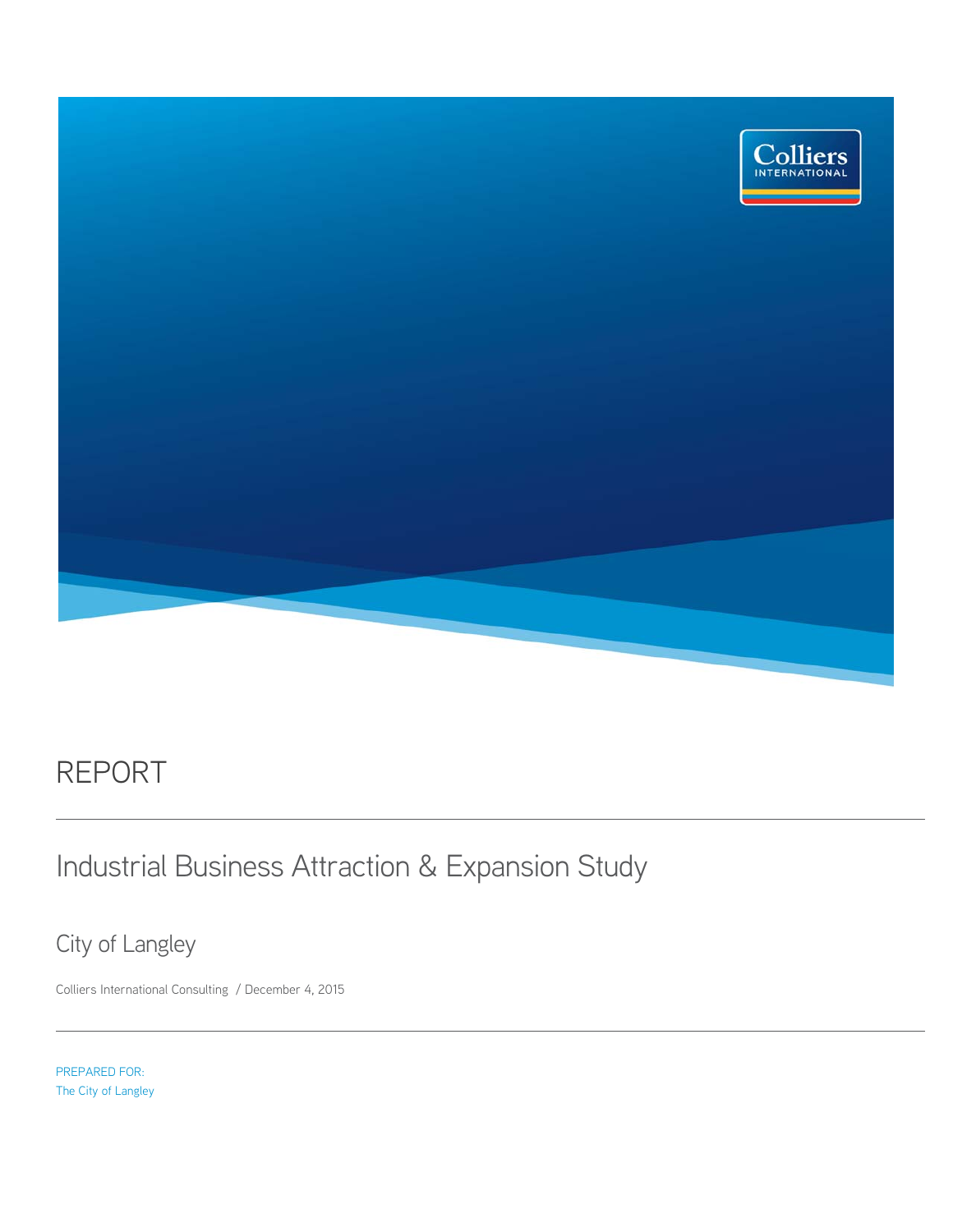Colliers INTERNATIONAL

# REPORT

## Industrial Business Attraction & Expansion Study

### City of Langley

Colliers International Consulting / December 4, 2015

PREPARED FOR:
The City of Langley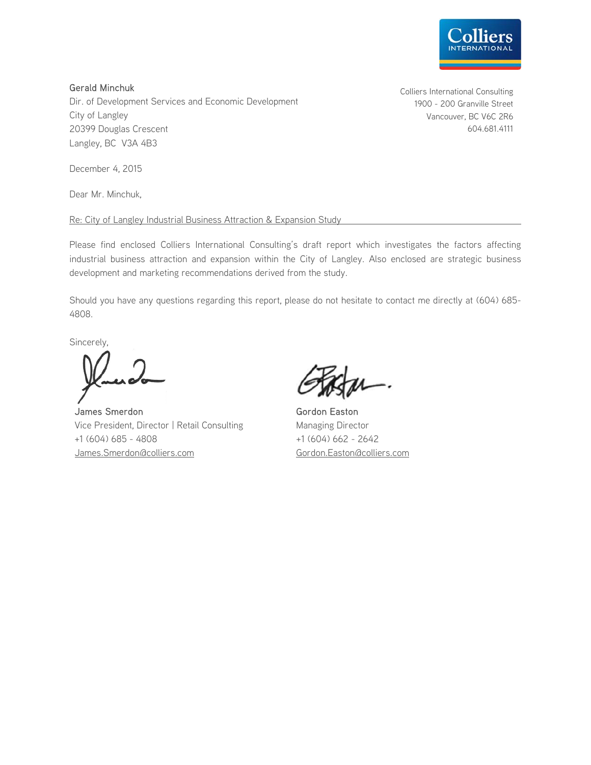**Gerald Minchuk**
Dir. of Development Services and Economic Development
City of Langley
20399 Douglas Crescent
Langley, BC V3A 4B3

Colliers International Consulting
1900 - 200 Granville Street
Vancouver, BC V6C 2R6
604.681.4111

December 4, 2015

Dear Mr. Minchuk,

Re: City of Langley Industrial Business Attraction & Expansion Study

Please find enclosed Colliers International Consulting's draft report which investigates the factors affecting industrial business attraction and expansion within the City of Langley. Also enclosed are strategic business development and marketing recommendations derived from the study.

Should you have any questions regarding this report, please do not hesitate to contact me directly at (604) 685-4808.

Sincerely,

**James Smerdon**
Vice President, Director | Retail Consulting
+1 (604) 685 - 4808
James.Smerdon@colliers.com

**Gordon Easton**
Managing Director
+1 (604) 662 - 2642
Gordon.Easton@colliers.com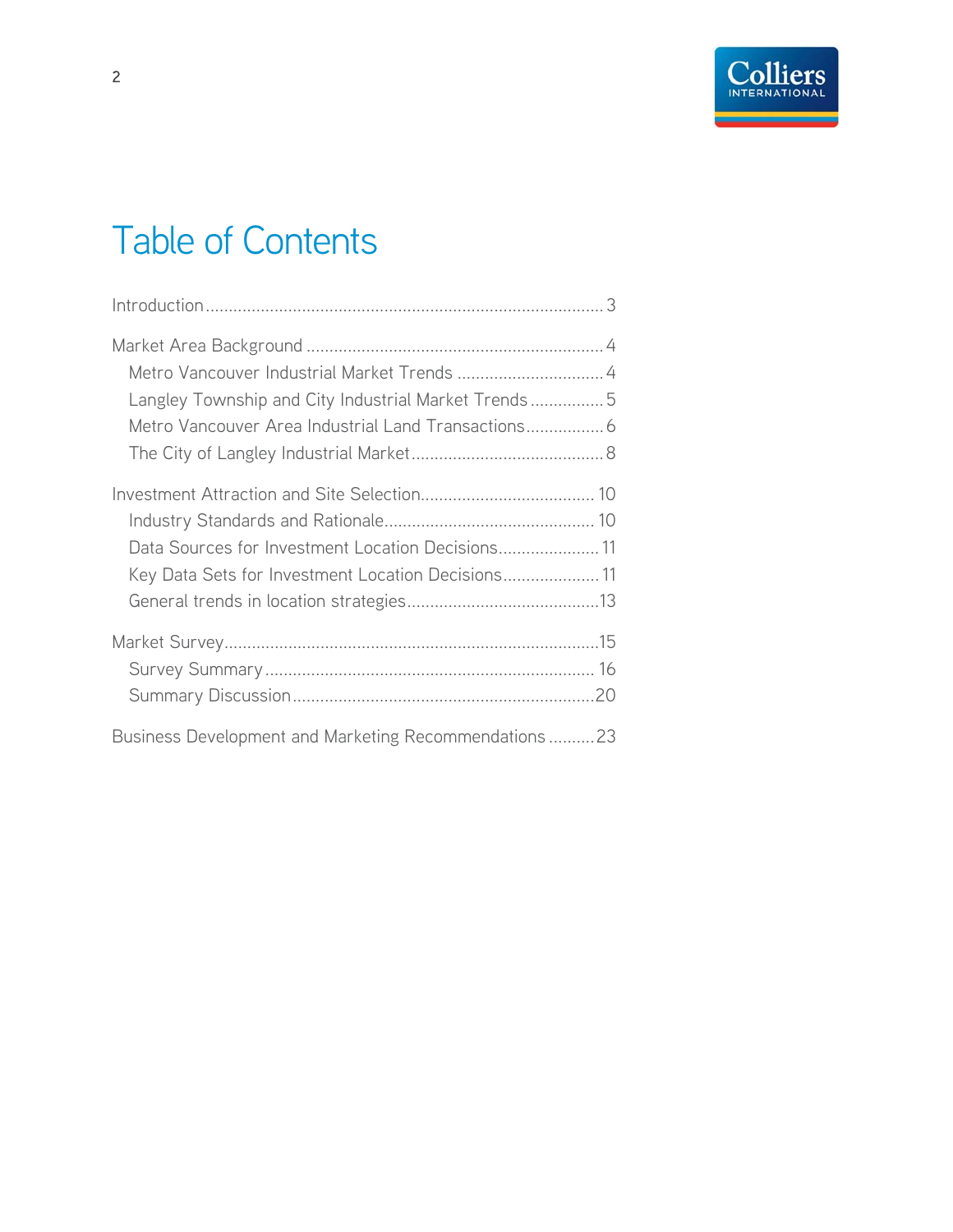# Table of Contents

Introduction .................................................................................. 3

Market Area Background ................................................................ 4
- Metro Vancouver Industrial Market Trends ................................ 4
- Langley Township and City Industrial Market Trends ................ 5
- Metro Vancouver Area Industrial Land Transactions ................. 6
- The City of Langley Industrial Market ......................................... 8

Investment Attraction and Site Selection ...................................... 10
- Industry Standards and Rationale ............................................. 10
- Data Sources for Investment Location Decisions ...................... 11
- Key Data Sets for Investment Location Decisions ..................... 11
- General trends in location strategies ......................................... 13

Market Survey ................................................................................ 15
- Survey Summary ....................................................................... 16
- Summary Discussion ................................................................. 20

Business Development and Marketing Recommendations .......... 23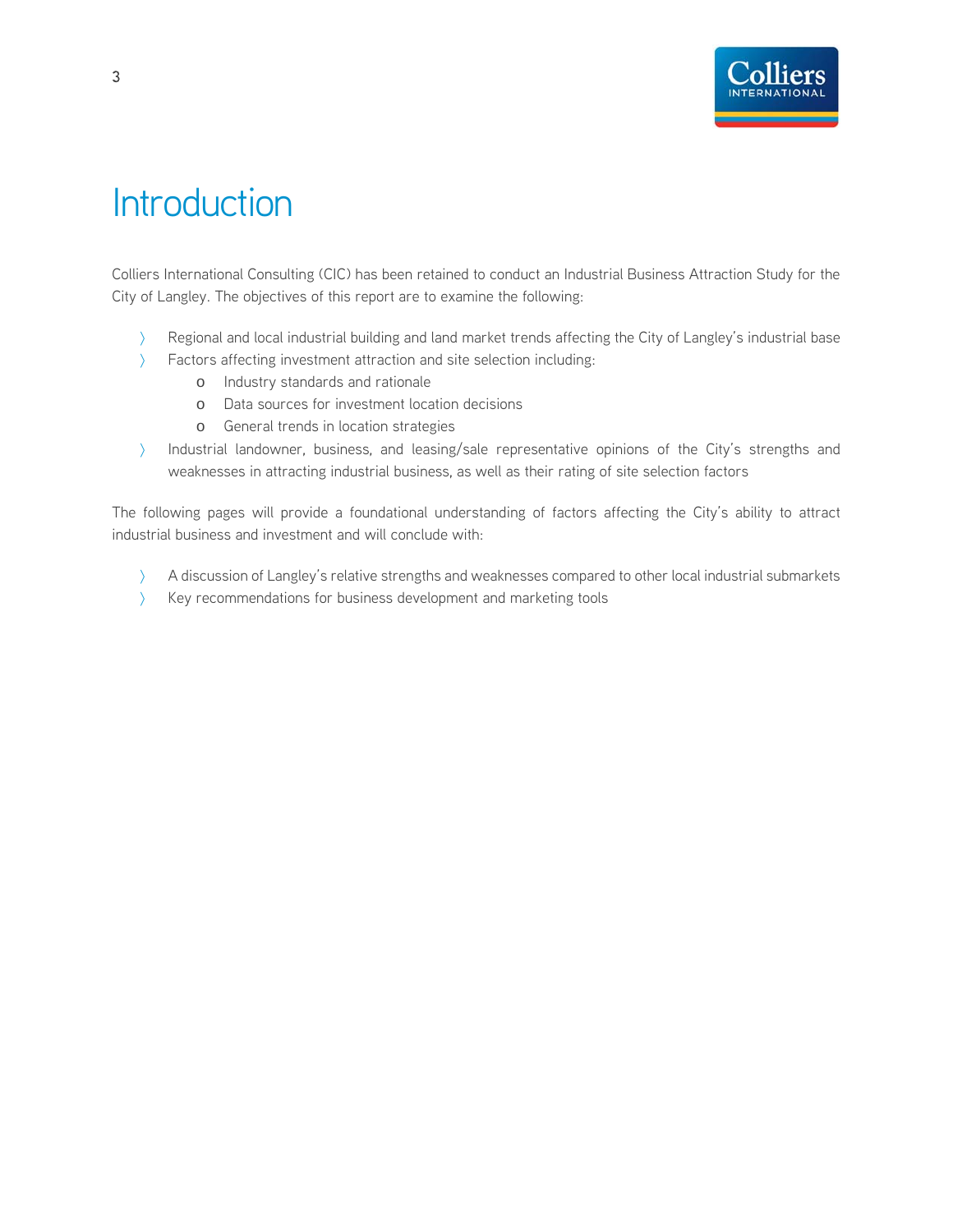# Introduction

Colliers International Consulting (CIC) has been retained to conduct an Industrial Business Attraction Study for the City of Langley. The objectives of this report are to examine the following:

- Regional and local industrial building and land market trends affecting the City of Langley's industrial base
- Factors affecting investment attraction and site selection including:
  - Industry standards and rationale
  - Data sources for investment location decisions
  - General trends in location strategies
- Industrial landowner, business, and leasing/sale representative opinions of the City's strengths and weaknesses in attracting industrial business, as well as their rating of site selection factors

The following pages will provide a foundational understanding of factors affecting the City's ability to attract industrial business and investment and will conclude with:

- A discussion of Langley's relative strengths and weaknesses compared to other local industrial submarkets
- Key recommendations for business development and marketing tools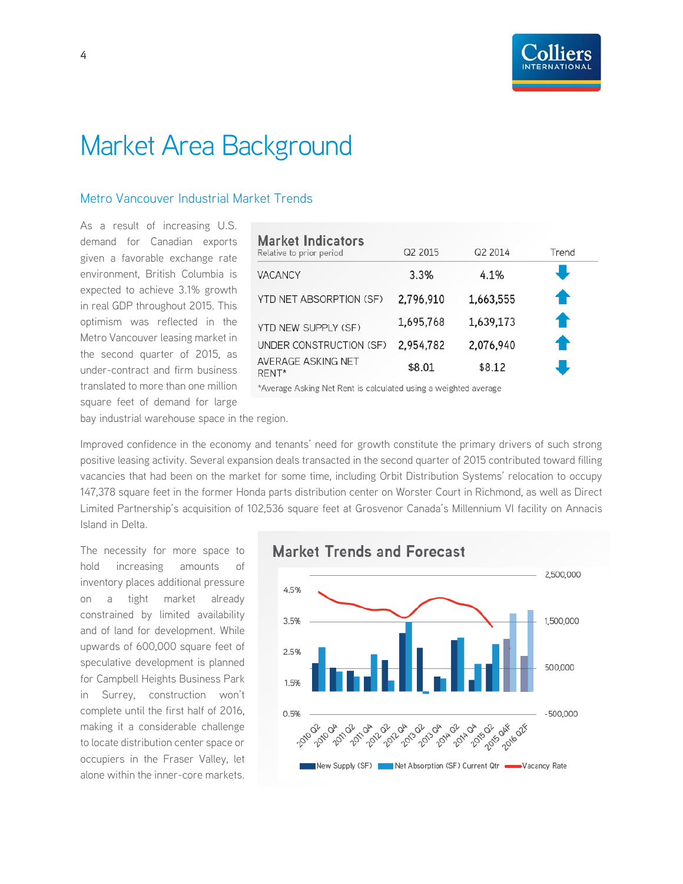# Market Area Background

## Metro Vancouver Industrial Market Trends

As a result of increasing U.S. demand for Canadian exports given a favorable exchange rate environment, British Columbia is expected to achieve 3.1% growth in real GDP throughout 2015. This optimism was reflected in the Metro Vancouver leasing market in the second quarter of 2015, as under-contract and firm business translated to more than one million square feet of demand for large bay industrial warehouse space in the region.

**Market Indicators**
Relative to prior period

| | Q2 2015 | Q2 2014 | Trend |
|---|---|---|---|
| VACANCY | 3.3% | 4.1% | ↓ |
| YTD NET ABSORPTION (SF) | 2,796,910 | 1,663,555 | ↑ |
| YTD NEW SUPPLY (SF) | 1,695,768 | 1,639,173 | ↑ |
| UNDER CONSTRUCTION (SF) | 2,954,782 | 2,076,940 | ↑ |
| AVERAGE ASKING NET RENT* | $8.01 | $8.12 | ↓ |

*Average Asking Net Rent is calculated using a weighted average

Improved confidence in the economy and tenants' need for growth constitute the primary drivers of such strong positive leasing activity. Several expansion deals transacted in the second quarter of 2015 contributed toward filling vacancies that had been on the market for some time, including Orbit Distribution Systems' relocation to occupy 147,378 square feet in the former Honda parts distribution center on Worster Court in Richmond, as well as Direct Limited Partnership's acquisition of 102,536 square feet at Grosvenor Canada's Millennium VI facility on Annacis Island in Delta.

The necessity for more space to hold increasing amounts of inventory places additional pressure on a tight market already constrained by limited availability and of land for development. While upwards of 600,000 square feet of speculative development is planned for Campbell Heights Business Park in Surrey, construction won't complete until the first half of 2016, making it a considerable challenge to locate distribution center space or occupiers in the Fraser Valley, let alone within the inner-core markets.

**Market Trends and Forecast**

New Supply (SF) | Net Absorption (SF) Current Qtr | Vacancy Rate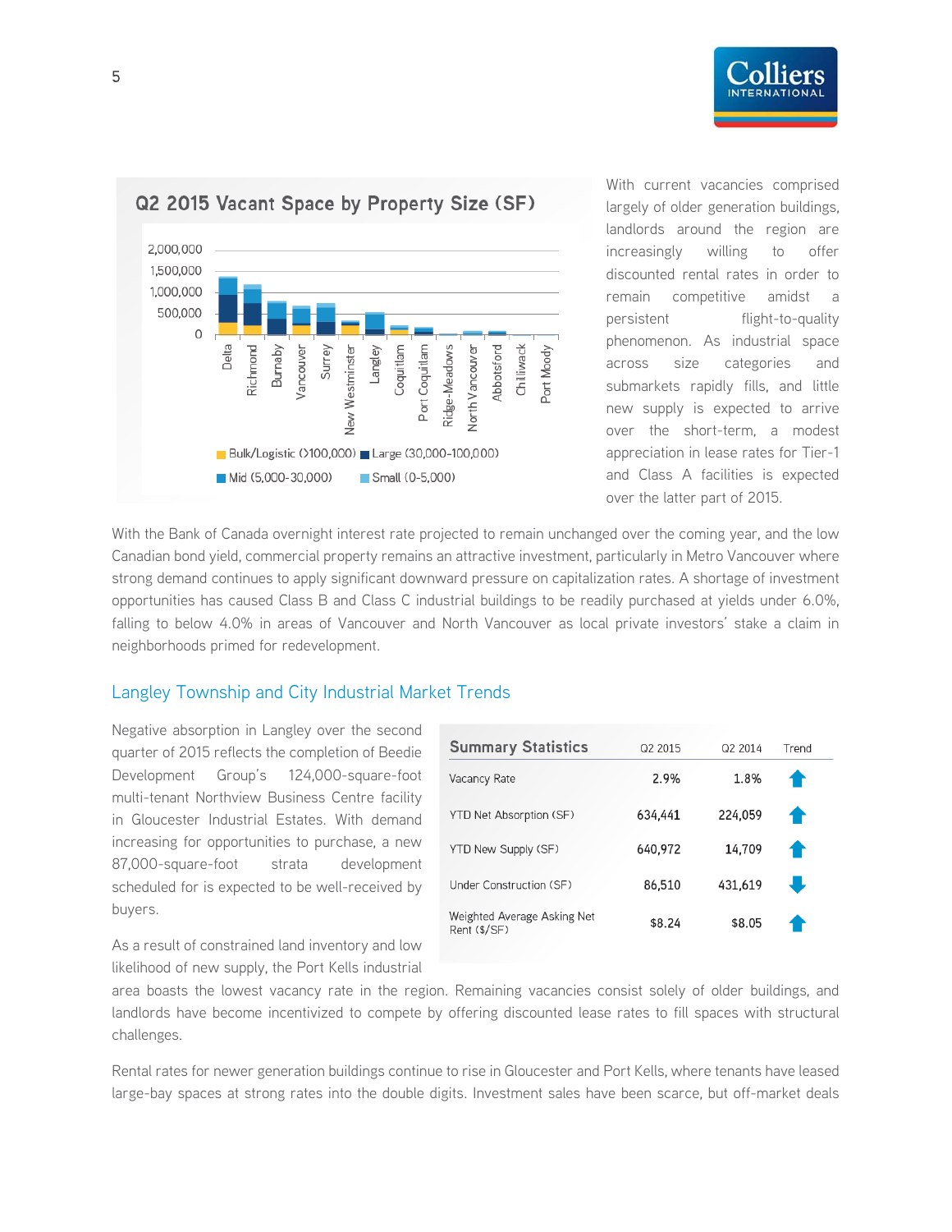**Q2 2015 Vacant Space by Property Size (SF)**

Legend: Bulk/Logistic (>100,000) · Large (30,000-100,000) · Mid (5,000-30,000) · Small (0-5,000)

Submarkets: Delta, Richmond, Burnaby, Vancouver, Surrey, New Westminster, Langley, Coquitlam, Port Coquitlam, Ridge-Meadows, North Vancouver, Abbotsford, Chilliwack, Port Moody

With current vacancies comprised largely of older generation buildings, landlords around the region are increasingly willing to offer discounted rental rates in order to remain competitive amidst a persistent flight-to-quality phenomenon. As industrial space across size categories and submarkets rapidly fills, and little new supply is expected to arrive over the short-term, a modest appreciation in lease rates for Tier-1 and Class A facilities is expected over the latter part of 2015.

With the Bank of Canada overnight interest rate projected to remain unchanged over the coming year, and the low Canadian bond yield, commercial property remains an attractive investment, particularly in Metro Vancouver where strong demand continues to apply significant downward pressure on capitalization rates. A shortage of investment opportunities has caused Class B and Class C industrial buildings to be readily purchased at yields under 6.0%, falling to below 4.0% in areas of Vancouver and North Vancouver as local private investors' stake a claim in neighborhoods primed for redevelopment.

## Langley Township and City Industrial Market Trends

| Summary Statistics | Q2 2015 | Q2 2014 | Trend |
|---|---|---|---|
| Vacancy Rate | 2.9% | 1.8% | ↑ |
| YTD Net Absorption (SF) | 634,441 | 224,059 | ↑ |
| YTD New Supply (SF) | 640,972 | 14,709 | ↑ |
| Under Construction (SF) | 86,510 | 431,619 | ↓ |
| Weighted Average Asking Net Rent ($/SF) | $8.24 | $8.05 | ↑ |

Negative absorption in Langley over the second quarter of 2015 reflects the completion of Beedie Development Group's 124,000-square-foot multi-tenant Northview Business Centre facility in Gloucester Industrial Estates. With demand increasing for opportunities to purchase, a new 87,000-square-foot strata development scheduled for is expected to be well-received by buyers.

As a result of constrained land inventory and low likelihood of new supply, the Port Kells industrial area boasts the lowest vacancy rate in the region. Remaining vacancies consist solely of older buildings, and landlords have become incentivized to compete by offering discounted lease rates to fill spaces with structural challenges.

Rental rates for newer generation buildings continue to rise in Gloucester and Port Kells, where tenants have leased large-bay spaces at strong rates into the double digits. Investment sales have been scarce, but off-market deals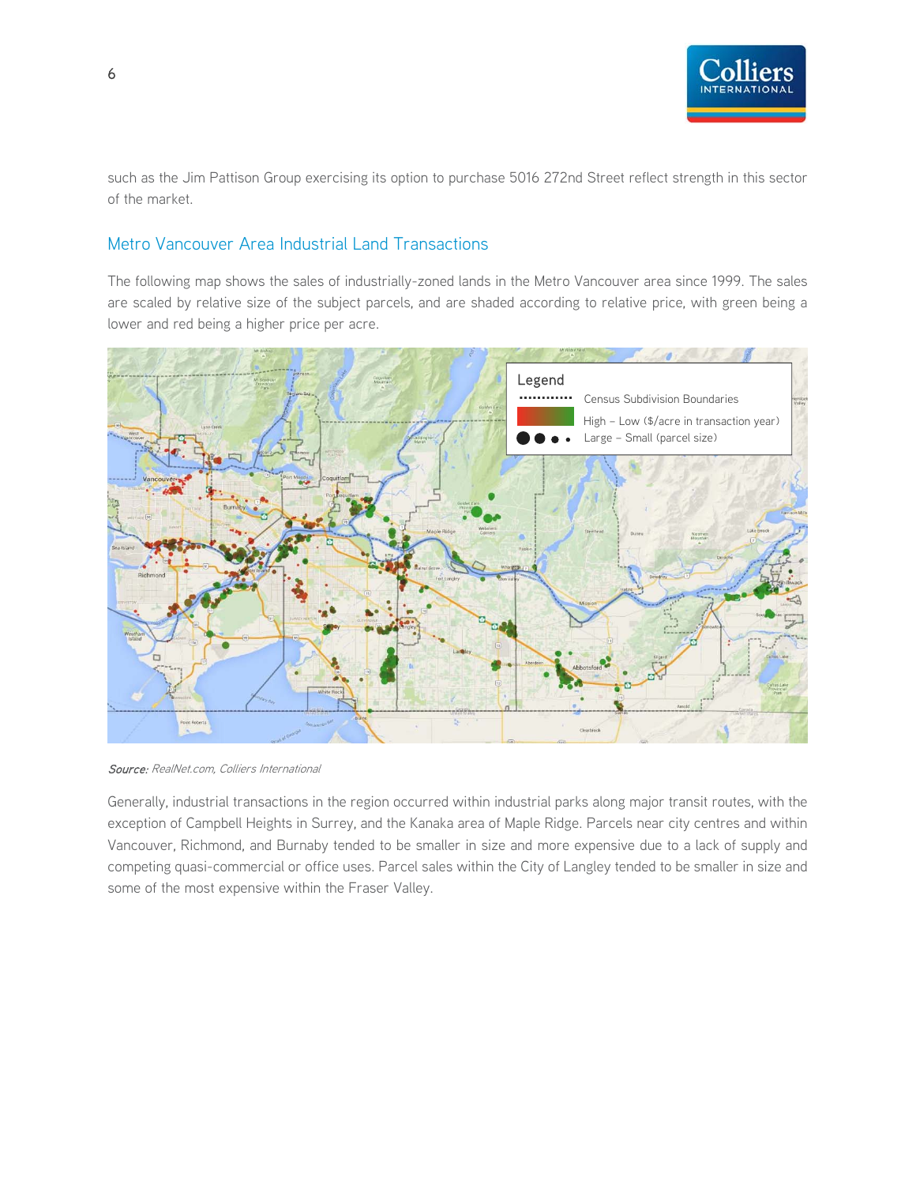such as the Jim Pattison Group exercising its option to purchase 5016 272nd Street reflect strength in this sector of the market.

## Metro Vancouver Area Industrial Land Transactions

The following map shows the sales of industrially-zoned lands in the Metro Vancouver area since 1999. The sales are scaled by relative size of the subject parcels, and are shaded according to relative price, with green being a lower and red being a higher price per acre.

*Source: RealNet.com, Colliers International*

Generally, industrial transactions in the region occurred within industrial parks along major transit routes, with the exception of Campbell Heights in Surrey, and the Kanaka area of Maple Ridge. Parcels near city centres and within Vancouver, Richmond, and Burnaby tended to be smaller in size and more expensive due to a lack of supply and competing quasi-commercial or office uses. Parcel sales within the City of Langley tended to be smaller in size and some of the most expensive within the Fraser Valley.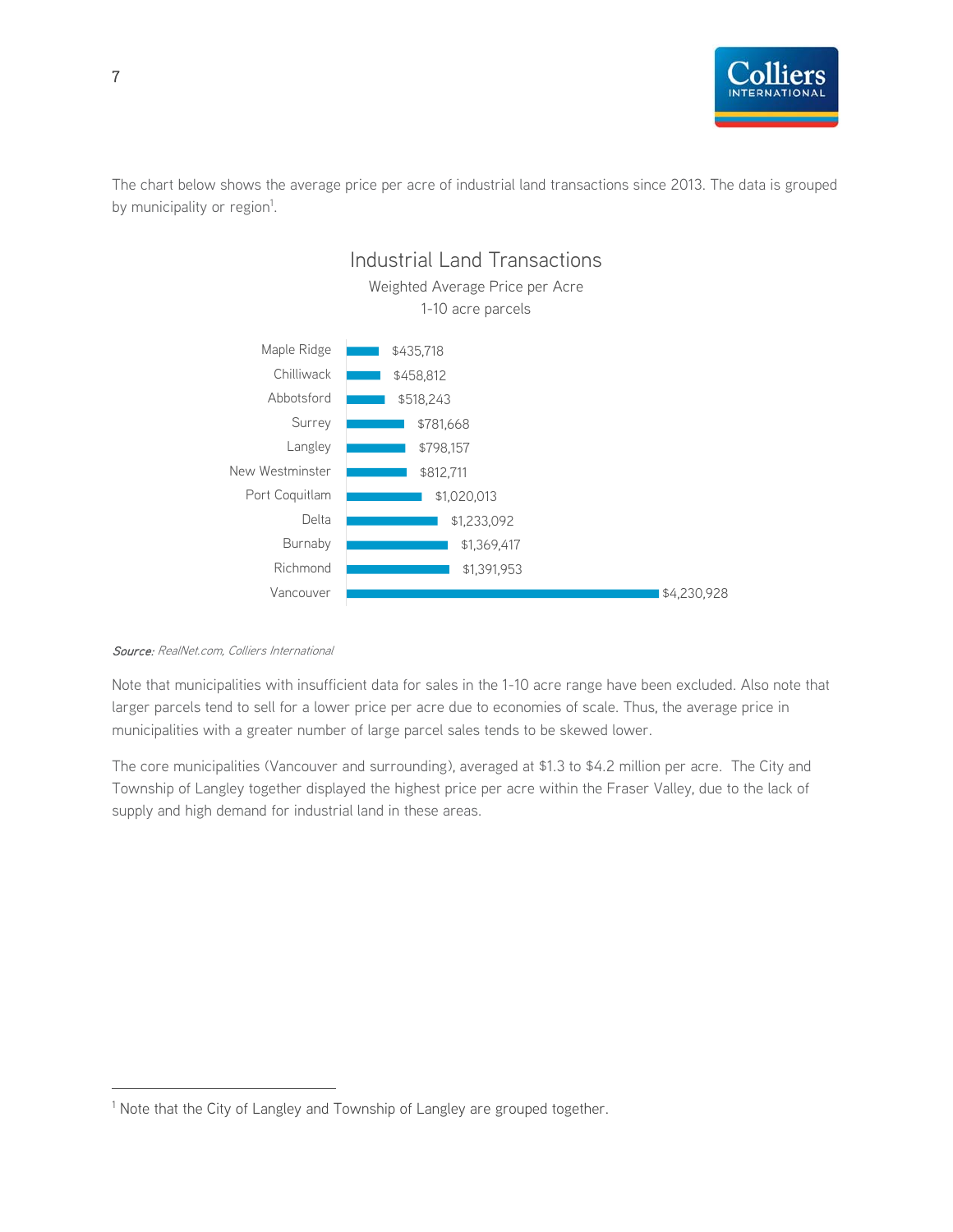The chart below shows the average price per acre of industrial land transactions since 2013. The data is grouped by municipality or region[1].

**Industrial Land Transactions**
Weighted Average Price per Acre
1-10 acre parcels

| Municipality | Price per Acre |
| --- | --- |
| Maple Ridge | $435,718 |
| Chilliwack | $458,812 |
| Abbotsford | $518,243 |
| Surrey | $781,668 |
| Langley | $798,157 |
| New Westminster | $812,711 |
| Port Coquitlam | $1,020,013 |
| Delta | $1,233,092 |
| Burnaby | $1,369,417 |
| Richmond | $1,391,953 |
| Vancouver | $4,230,928 |

***Source:*** *RealNet.com, Colliers International*

Note that municipalities with insufficient data for sales in the 1-10 acre range have been excluded. Also note that larger parcels tend to sell for a lower price per acre due to economies of scale. Thus, the average price in municipalities with a greater number of large parcel sales tends to be skewed lower.

The core municipalities (Vancouver and surrounding), averaged at $1.3 to $4.2 million per acre. The City and Township of Langley together displayed the highest price per acre within the Fraser Valley, due to the lack of supply and high demand for industrial land in these areas.

[1] Note that the City of Langley and Township of Langley are grouped together.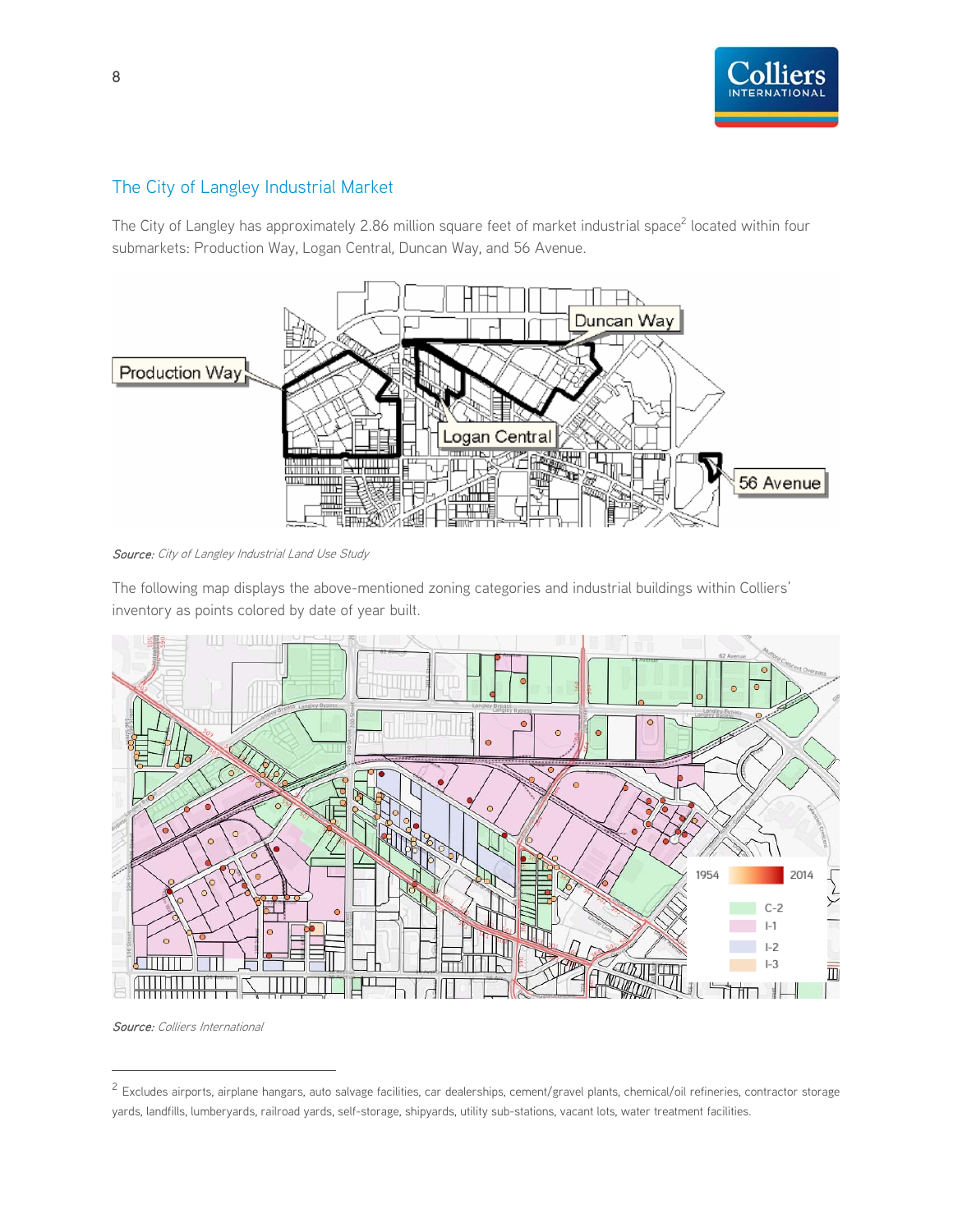## The City of Langley Industrial Market

The City of Langley has approximately 2.86 million square feet of market industrial space[2] located within four submarkets: Production Way, Logan Central, Duncan Way, and 56 Avenue.

*Source: City of Langley Industrial Land Use Study*

The following map displays the above-mentioned zoning categories and industrial buildings within Colliers' inventory as points colored by date of year built.

*Source: Colliers International*

---

[2] Excludes airports, airplane hangars, auto salvage facilities, car dealerships, cement/gravel plants, chemical/oil refineries, contractor storage yards, landfills, lumberyards, railroad yards, self-storage, shipyards, utility sub-stations, vacant lots, water treatment facilities.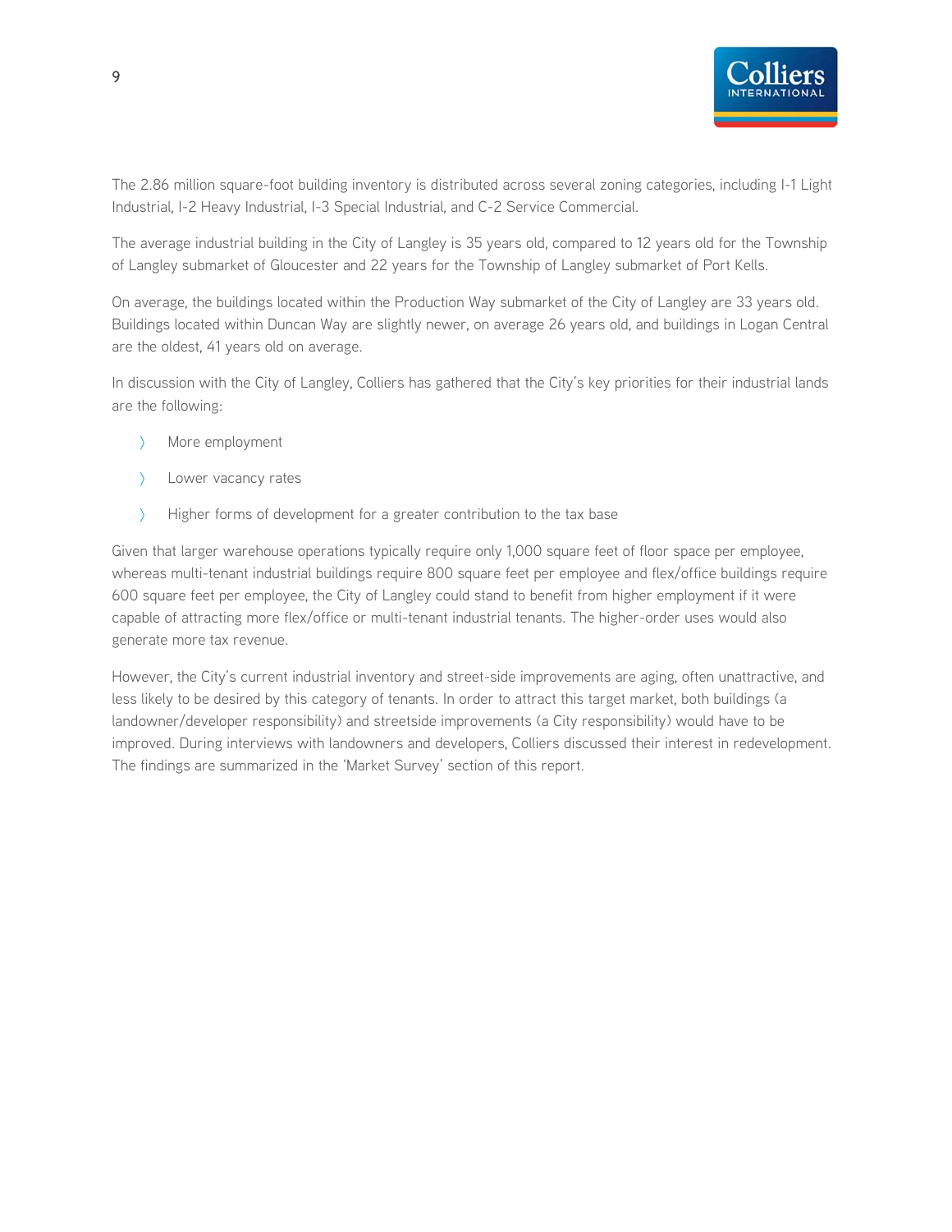The 2.86 million square-foot building inventory is distributed across several zoning categories, including I-1 Light Industrial, I-2 Heavy Industrial, I-3 Special Industrial, and C-2 Service Commercial.

The average industrial building in the City of Langley is 35 years old, compared to 12 years old for the Township of Langley submarket of Gloucester and 22 years for the Township of Langley submarket of Port Kells.

On average, the buildings located within the Production Way submarket of the City of Langley are 33 years old. Buildings located within Duncan Way are slightly newer, on average 26 years old, and buildings in Logan Central are the oldest, 41 years old on average.

In discussion with the City of Langley, Colliers has gathered that the City's key priorities for their industrial lands are the following:

- More employment
- Lower vacancy rates
- Higher forms of development for a greater contribution to the tax base

Given that larger warehouse operations typically require only 1,000 square feet of floor space per employee, whereas multi-tenant industrial buildings require 800 square feet per employee and flex/office buildings require 600 square feet per employee, the City of Langley could stand to benefit from higher employment if it were capable of attracting more flex/office or multi-tenant industrial tenants. The higher-order uses would also generate more tax revenue.

However, the City's current industrial inventory and street-side improvements are aging, often unattractive, and less likely to be desired by this category of tenants. In order to attract this target market, both buildings (a landowner/developer responsibility) and streetside improvements (a City responsibility) would have to be improved. During interviews with landowners and developers, Colliers discussed their interest in redevelopment. The findings are summarized in the 'Market Survey' section of this report.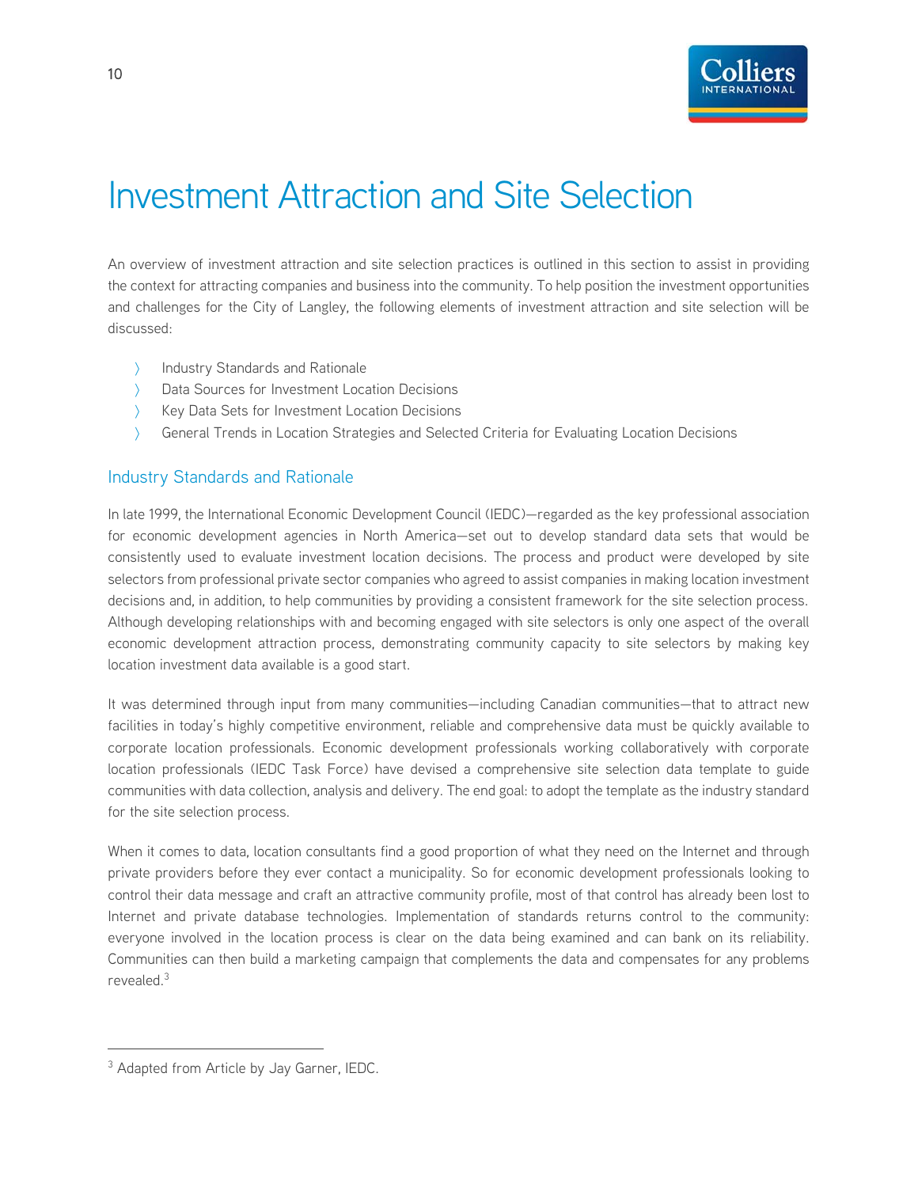# Investment Attraction and Site Selection

An overview of investment attraction and site selection practices is outlined in this section to assist in providing the context for attracting companies and business into the community. To help position the investment opportunities and challenges for the City of Langley, the following elements of investment attraction and site selection will be discussed:

- Industry Standards and Rationale
- Data Sources for Investment Location Decisions
- Key Data Sets for Investment Location Decisions
- General Trends in Location Strategies and Selected Criteria for Evaluating Location Decisions

## Industry Standards and Rationale

In late 1999, the International Economic Development Council (IEDC)—regarded as the key professional association for economic development agencies in North America—set out to develop standard data sets that would be consistently used to evaluate investment location decisions. The process and product were developed by site selectors from professional private sector companies who agreed to assist companies in making location investment decisions and, in addition, to help communities by providing a consistent framework for the site selection process. Although developing relationships with and becoming engaged with site selectors is only one aspect of the overall economic development attraction process, demonstrating community capacity to site selectors by making key location investment data available is a good start.

It was determined through input from many communities—including Canadian communities—that to attract new facilities in today's highly competitive environment, reliable and comprehensive data must be quickly available to corporate location professionals. Economic development professionals working collaboratively with corporate location professionals (IEDC Task Force) have devised a comprehensive site selection data template to guide communities with data collection, analysis and delivery. The end goal: to adopt the template as the industry standard for the site selection process.

When it comes to data, location consultants find a good proportion of what they need on the Internet and through private providers before they ever contact a municipality. So for economic development professionals looking to control their data message and craft an attractive community profile, most of that control has already been lost to Internet and private database technologies. Implementation of standards returns control to the community: everyone involved in the location process is clear on the data being examined and can bank on its reliability. Communities can then build a marketing campaign that complements the data and compensates for any problems revealed.[3]

[3] Adapted from Article by Jay Garner, IEDC.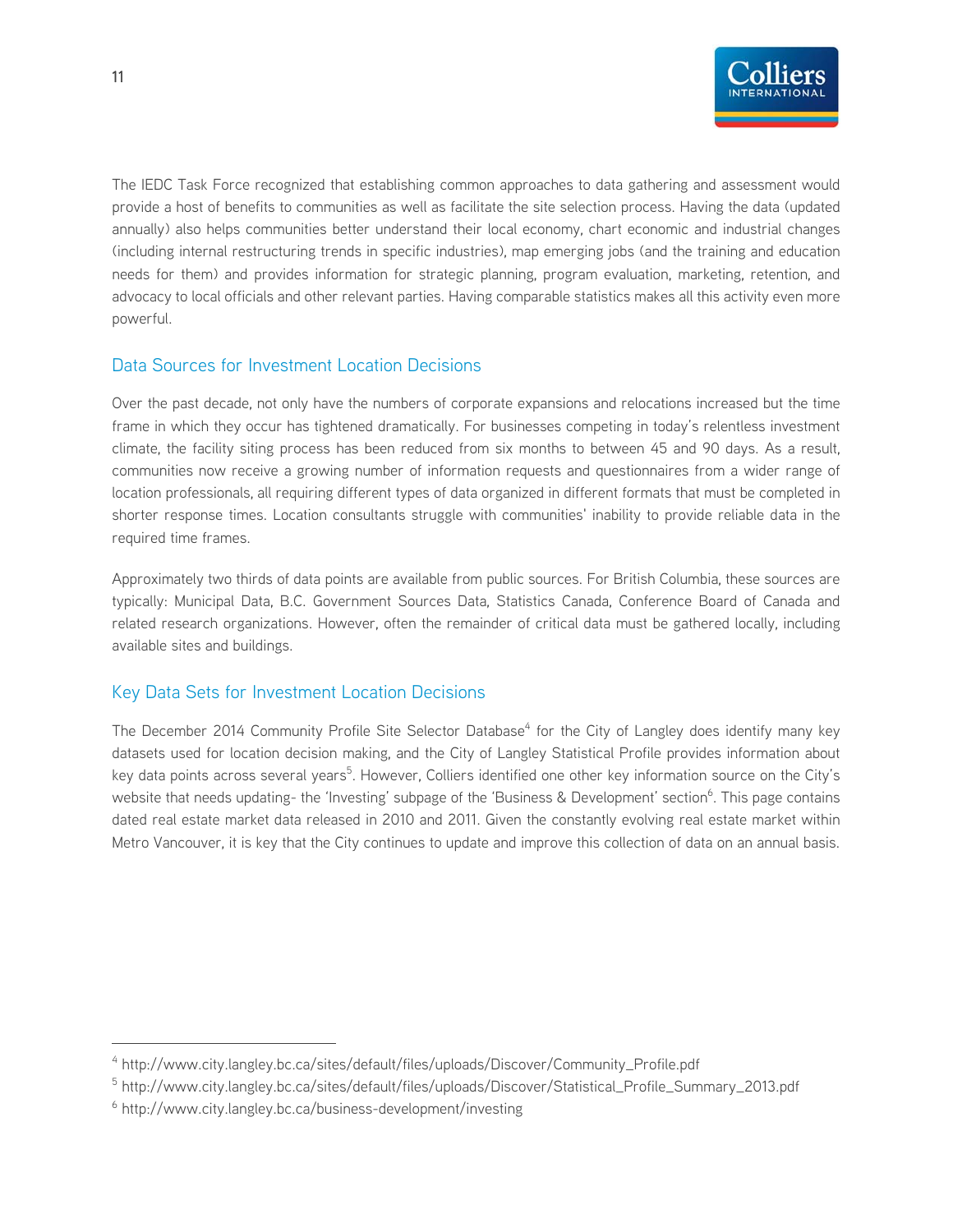The IEDC Task Force recognized that establishing common approaches to data gathering and assessment would provide a host of benefits to communities as well as facilitate the site selection process. Having the data (updated annually) also helps communities better understand their local economy, chart economic and industrial changes (including internal restructuring trends in specific industries), map emerging jobs (and the training and education needs for them) and provides information for strategic planning, program evaluation, marketing, retention, and advocacy to local officials and other relevant parties. Having comparable statistics makes all this activity even more powerful.

## Data Sources for Investment Location Decisions

Over the past decade, not only have the numbers of corporate expansions and relocations increased but the time frame in which they occur has tightened dramatically. For businesses competing in today's relentless investment climate, the facility siting process has been reduced from six months to between 45 and 90 days. As a result, communities now receive a growing number of information requests and questionnaires from a wider range of location professionals, all requiring different types of data organized in different formats that must be completed in shorter response times. Location consultants struggle with communities' inability to provide reliable data in the required time frames.

Approximately two thirds of data points are available from public sources. For British Columbia, these sources are typically: Municipal Data, B.C. Government Sources Data, Statistics Canada, Conference Board of Canada and related research organizations. However, often the remainder of critical data must be gathered locally, including available sites and buildings.

## Key Data Sets for Investment Location Decisions

The December 2014 Community Profile Site Selector Database[4] for the City of Langley does identify many key datasets used for location decision making, and the City of Langley Statistical Profile provides information about key data points across several years[5]. However, Colliers identified one other key information source on the City's website that needs updating- the 'Investing' subpage of the 'Business & Development' section[6]. This page contains dated real estate market data released in 2010 and 2011. Given the constantly evolving real estate market within Metro Vancouver, it is key that the City continues to update and improve this collection of data on an annual basis.

---

[4] http://www.city.langley.bc.ca/sites/default/files/uploads/Discover/Community_Profile.pdf

[5] http://www.city.langley.bc.ca/sites/default/files/uploads/Discover/Statistical_Profile_Summary_2013.pdf

[6] http://www.city.langley.bc.ca/business-development/investing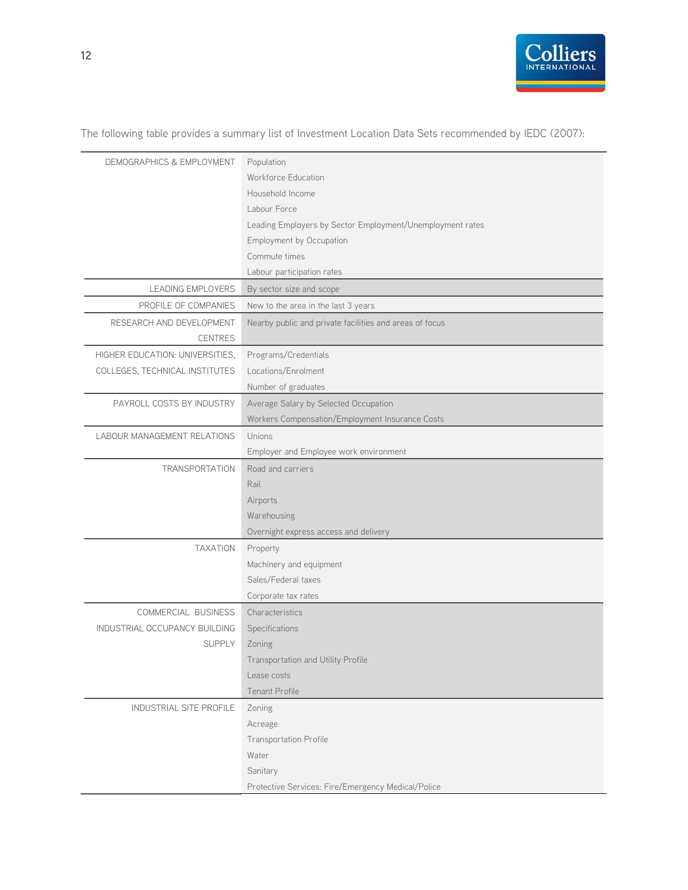The following table provides a summary list of Investment Location Data Sets recommended by IEDC (2007):

| Category | Data Sets |
|---|---|
| DEMOGRAPHICS & EMPLOYMENT | Population<br>Workforce Education<br>Household Income<br>Labour Force<br>Leading Employers by Sector Employment/Unemployment rates<br>Employment by Occupation<br>Commute times<br>Labour participation rates |
| LEADING EMPLOYERS | By sector size and scope |
| PROFILE OF COMPANIES | New to the area in the last 3 years |
| RESEARCH AND DEVELOPMENT CENTRES | Nearby public and private facilities and areas of focus |
| HIGHER EDUCATION: UNIVERSITIES, COLLEGES, TECHNICAL INSTITUTES | Programs/Credentials<br>Locations/Enrolment<br>Number of graduates |
| PAYROLL COSTS BY INDUSTRY | Average Salary by Selected Occupation<br>Workers Compensation/Employment Insurance Costs |
| LABOUR MANAGEMENT RELATIONS | Unions<br>Employer and Employee work environment |
| TRANSPORTATION | Road and carriers<br>Rail<br>Airports<br>Warehousing<br>Overnight express access and delivery |
| TAXATION | Property<br>Machinery and equipment<br>Sales/Federal taxes<br>Corporate tax rates |
| COMMERCIAL BUSINESS INDUSTRIAL OCCUPANCY BUILDING SUPPLY | Characteristics<br>Specifications<br>Zoning<br>Transportation and Utility Profile<br>Lease costs<br>Tenant Profile |
| INDUSTRIAL SITE PROFILE | Zoning<br>Acreage<br>Transportation Profile<br>Water<br>Sanitary<br>Protective Services: Fire/Emergency Medical/Police |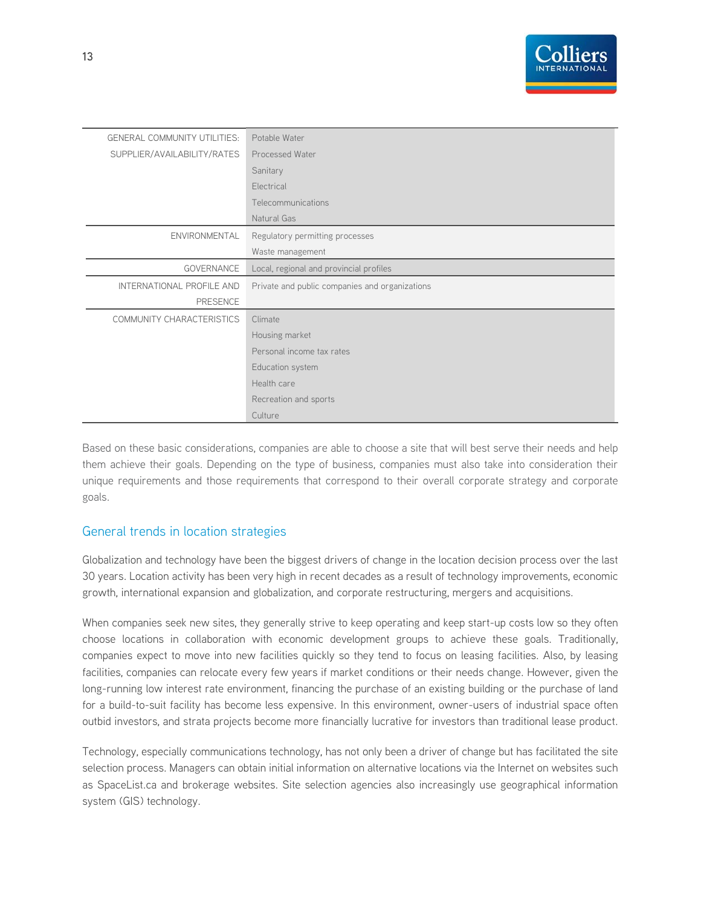| | |
|---|---|
| GENERAL COMMUNITY UTILITIES: SUPPLIER/AVAILABILITY/RATES | Potable Water<br>Processed Water<br>Sanitary<br>Electrical<br>Telecommunications<br>Natural Gas |
| ENVIRONMENTAL | Regulatory permitting processes<br>Waste management |
| GOVERNANCE | Local, regional and provincial profiles |
| INTERNATIONAL PROFILE AND PRESENCE | Private and public companies and organizations |
| COMMUNITY CHARACTERISTICS | Climate<br>Housing market<br>Personal income tax rates<br>Education system<br>Health care<br>Recreation and sports<br>Culture |

Based on these basic considerations, companies are able to choose a site that will best serve their needs and help them achieve their goals. Depending on the type of business, companies must also take into consideration their unique requirements and those requirements that correspond to their overall corporate strategy and corporate goals.

## General trends in location strategies

Globalization and technology have been the biggest drivers of change in the location decision process over the last 30 years. Location activity has been very high in recent decades as a result of technology improvements, economic growth, international expansion and globalization, and corporate restructuring, mergers and acquisitions.

When companies seek new sites, they generally strive to keep operating and keep start-up costs low so they often choose locations in collaboration with economic development groups to achieve these goals. Traditionally, companies expect to move into new facilities quickly so they tend to focus on leasing facilities. Also, by leasing facilities, companies can relocate every few years if market conditions or their needs change. However, given the long-running low interest rate environment, financing the purchase of an existing building or the purchase of land for a build-to-suit facility has become less expensive. In this environment, owner-users of industrial space often outbid investors, and strata projects become more financially lucrative for investors than traditional lease product.

Technology, especially communications technology, has not only been a driver of change but has facilitated the site selection process. Managers can obtain initial information on alternative locations via the Internet on websites such as SpaceList.ca and brokerage websites. Site selection agencies also increasingly use geographical information system (GIS) technology.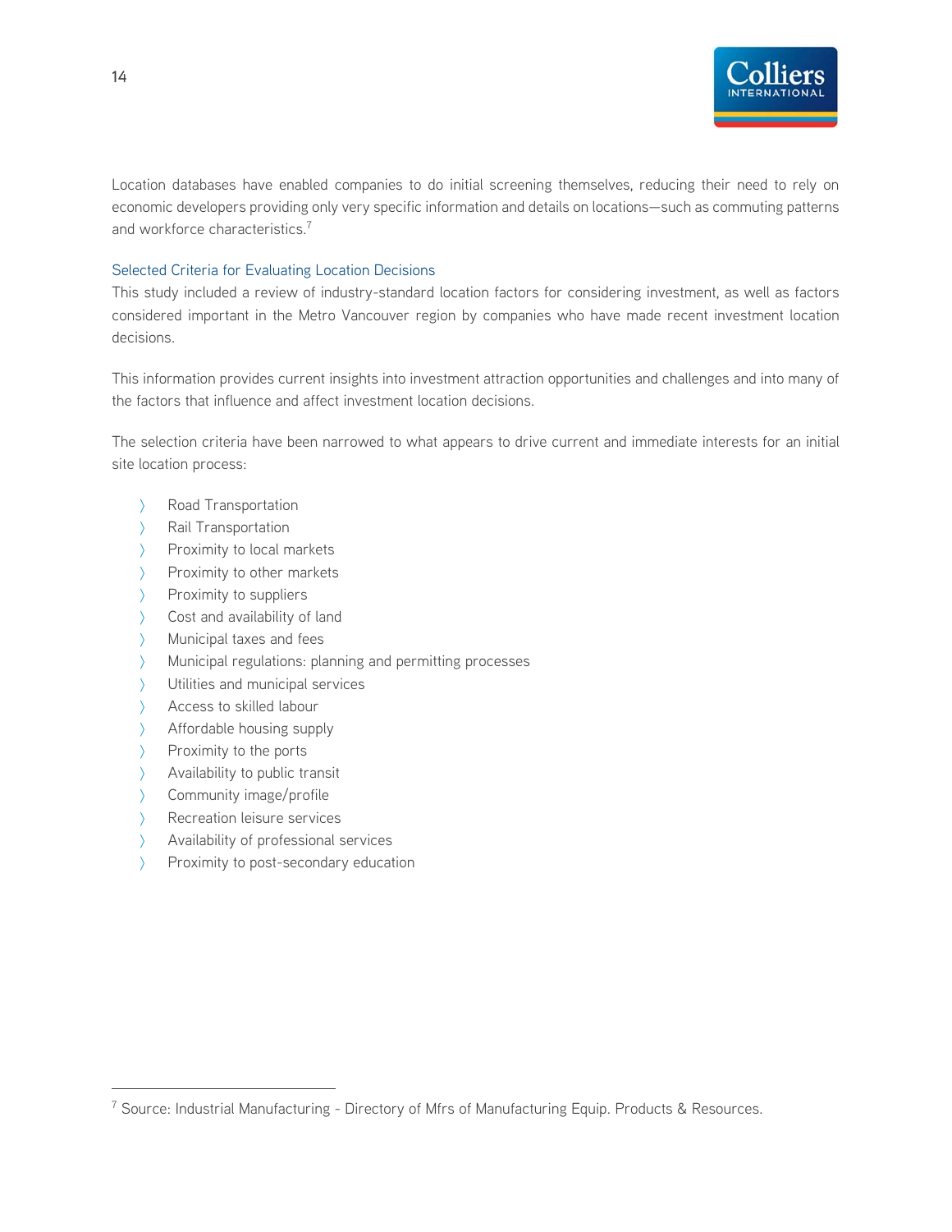Location databases have enabled companies to do initial screening themselves, reducing their need to rely on economic developers providing only very specific information and details on locations—such as commuting patterns and workforce characteristics.[7]

### Selected Criteria for Evaluating Location Decisions

This study included a review of industry-standard location factors for considering investment, as well as factors considered important in the Metro Vancouver region by companies who have made recent investment location decisions.

This information provides current insights into investment attraction opportunities and challenges and into many of the factors that influence and affect investment location decisions.

The selection criteria have been narrowed to what appears to drive current and immediate interests for an initial site location process:

- Road Transportation
- Rail Transportation
- Proximity to local markets
- Proximity to other markets
- Proximity to suppliers
- Cost and availability of land
- Municipal taxes and fees
- Municipal regulations: planning and permitting processes
- Utilities and municipal services
- Access to skilled labour
- Affordable housing supply
- Proximity to the ports
- Availability to public transit
- Community image/profile
- Recreation leisure services
- Availability of professional services
- Proximity to post-secondary education

---

[7] Source: Industrial Manufacturing - Directory of Mfrs of Manufacturing Equip. Products & Resources.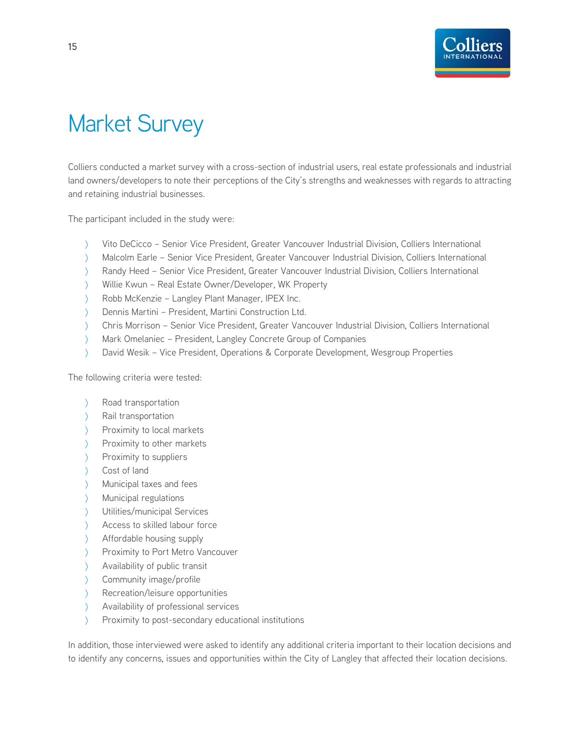# Market Survey

Colliers conducted a market survey with a cross-section of industrial users, real estate professionals and industrial land owners/developers to note their perceptions of the City's strengths and weaknesses with regards to attracting and retaining industrial businesses.

The participant included in the study were:

- Vito DeCicco – Senior Vice President, Greater Vancouver Industrial Division, Colliers International
- Malcolm Earle – Senior Vice President, Greater Vancouver Industrial Division, Colliers International
- Randy Heed – Senior Vice President, Greater Vancouver Industrial Division, Colliers International
- Willie Kwun – Real Estate Owner/Developer, WK Property
- Robb McKenzie – Langley Plant Manager, IPEX Inc.
- Dennis Martini – President, Martini Construction Ltd.
- Chris Morrison – Senior Vice President, Greater Vancouver Industrial Division, Colliers International
- Mark Omelaniec – President, Langley Concrete Group of Companies
- David Wesik – Vice President, Operations & Corporate Development, Wesgroup Properties

The following criteria were tested:

- Road transportation
- Rail transportation
- Proximity to local markets
- Proximity to other markets
- Proximity to suppliers
- Cost of land
- Municipal taxes and fees
- Municipal regulations
- Utilities/municipal Services
- Access to skilled labour force
- Affordable housing supply
- Proximity to Port Metro Vancouver
- Availability of public transit
- Community image/profile
- Recreation/leisure opportunities
- Availability of professional services
- Proximity to post-secondary educational institutions

In addition, those interviewed were asked to identify any additional criteria important to their location decisions and to identify any concerns, issues and opportunities within the City of Langley that affected their location decisions.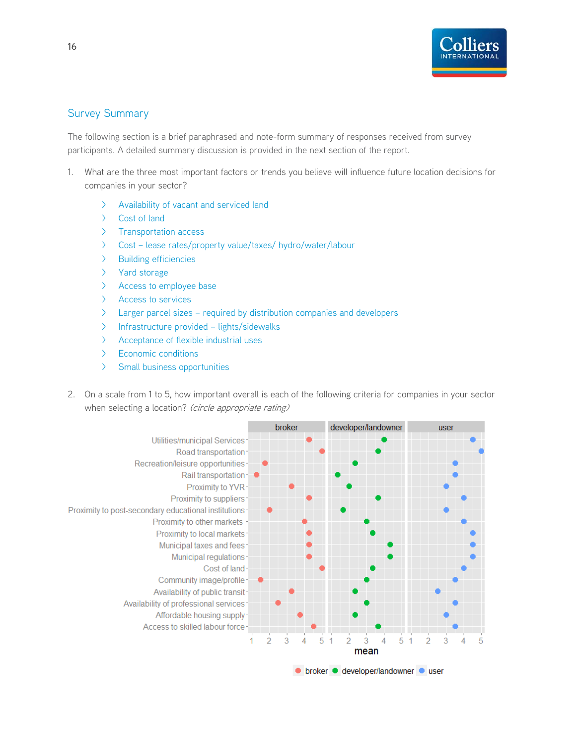## Survey Summary

The following section is a brief paraphrased and note-form summary of responses received from survey participants. A detailed summary discussion is provided in the next section of the report.

1. What are the three most important factors or trends you believe will influence future location decisions for companies in your sector?

   - Availability of vacant and serviced land
   - Cost of land
   - Transportation access
   - Cost – lease rates/property value/taxes/ hydro/water/labour
   - Building efficiencies
   - Yard storage
   - Access to employee base
   - Access to services
   - Larger parcel sizes – required by distribution companies and developers
   - Infrastructure provided – lights/sidewalks
   - Acceptance of flexible industrial uses
   - Economic conditions
   - Small business opportunities

2. On a scale from 1 to 5, how important overall is each of the following criteria for companies in your sector when selecting a location? *(circle appropriate rating)*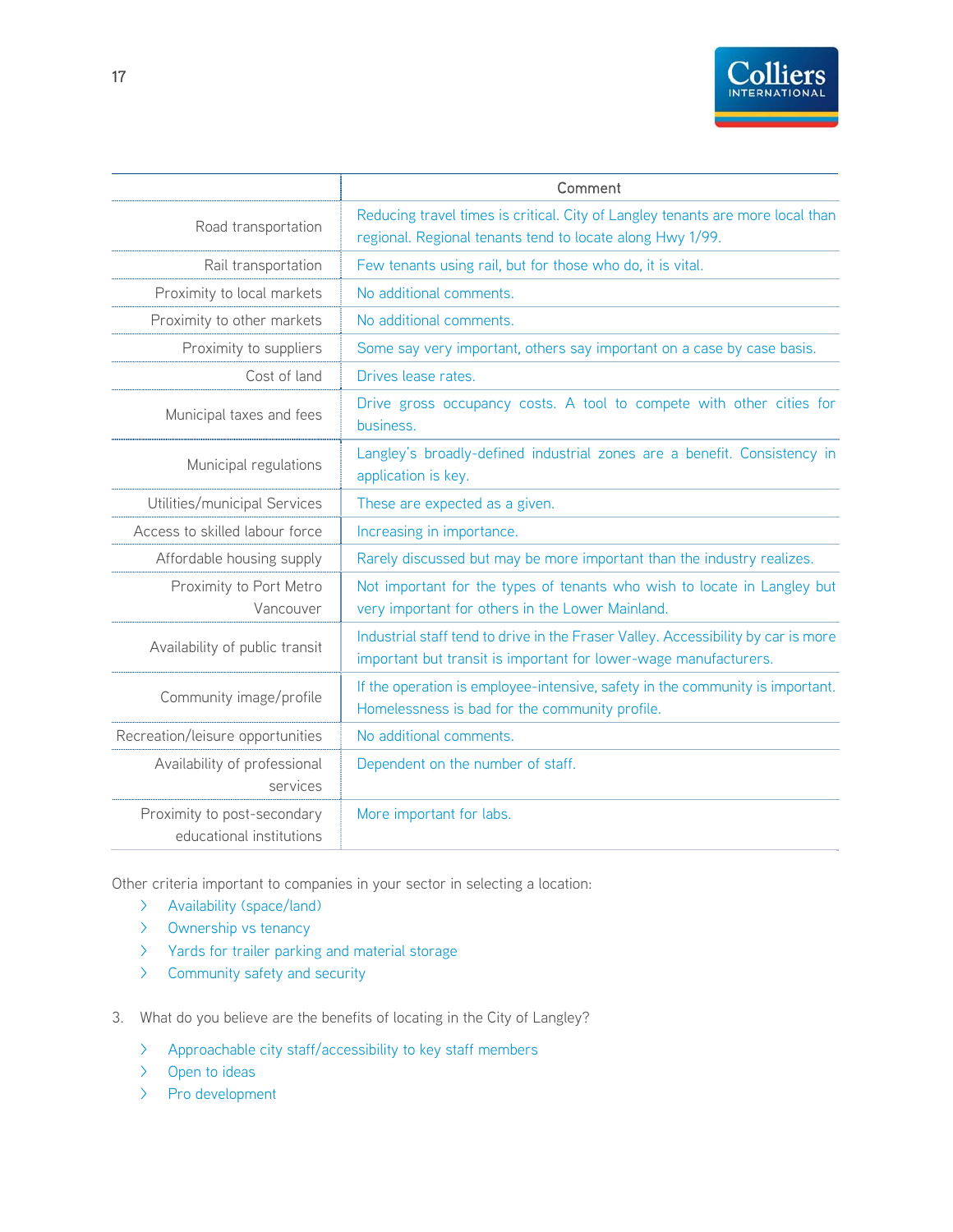| | Comment |
|---|---|
| Road transportation | Reducing travel times is critical. City of Langley tenants are more local than regional. Regional tenants tend to locate along Hwy 1/99. |
| Rail transportation | Few tenants using rail, but for those who do, it is vital. |
| Proximity to local markets | No additional comments. |
| Proximity to other markets | No additional comments. |
| Proximity to suppliers | Some say very important, others say important on a case by case basis. |
| Cost of land | Drives lease rates. |
| Municipal taxes and fees | Drive gross occupancy costs. A tool to compete with other cities for business. |
| Municipal regulations | Langley's broadly-defined industrial zones are a benefit. Consistency in application is key. |
| Utilities/municipal Services | These are expected as a given. |
| Access to skilled labour force | Increasing in importance. |
| Affordable housing supply | Rarely discussed but may be more important than the industry realizes. |
| Proximity to Port Metro Vancouver | Not important for the types of tenants who wish to locate in Langley but very important for others in the Lower Mainland. |
| Availability of public transit | Industrial staff tend to drive in the Fraser Valley. Accessibility by car is more important but transit is important for lower-wage manufacturers. |
| Community image/profile | If the operation is employee-intensive, safety in the community is important. Homelessness is bad for the community profile. |
| Recreation/leisure opportunities | No additional comments. |
| Availability of professional services | Dependent on the number of staff. |
| Proximity to post-secondary educational institutions | More important for labs. |

Other criteria important to companies in your sector in selecting a location:

- Availability (space/land)
- Ownership vs tenancy
- Yards for trailer parking and material storage
- Community safety and security

3. What do you believe are the benefits of locating in the City of Langley?

- Approachable city staff/accessibility to key staff members
- Open to ideas
- Pro development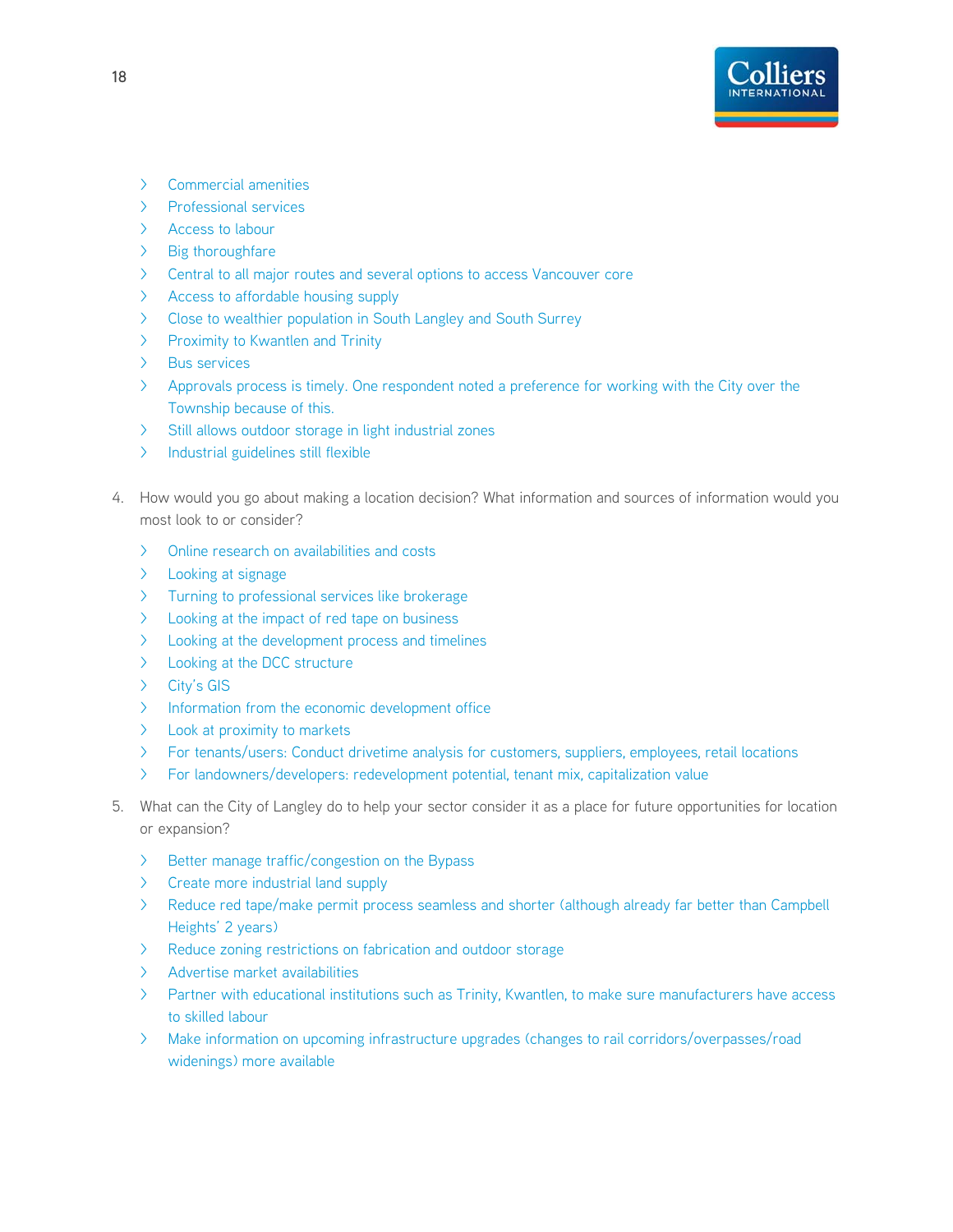- Commercial amenities
- Professional services
- Access to labour
- Big thoroughfare
- Central to all major routes and several options to access Vancouver core
- Access to affordable housing supply
- Close to wealthier population in South Langley and South Surrey
- Proximity to Kwantlen and Trinity
- Bus services
- Approvals process is timely. One respondent noted a preference for working with the City over the Township because of this.
- Still allows outdoor storage in light industrial zones
- Industrial guidelines still flexible

4. How would you go about making a location decision? What information and sources of information would you most look to or consider?

   - Online research on availabilities and costs
   - Looking at signage
   - Turning to professional services like brokerage
   - Looking at the impact of red tape on business
   - Looking at the development process and timelines
   - Looking at the DCC structure
   - City's GIS
   - Information from the economic development office
   - Look at proximity to markets
   - For tenants/users: Conduct drivetime analysis for customers, suppliers, employees, retail locations
   - For landowners/developers: redevelopment potential, tenant mix, capitalization value

5. What can the City of Langley do to help your sector consider it as a place for future opportunities for location or expansion?

   - Better manage traffic/congestion on the Bypass
   - Create more industrial land supply
   - Reduce red tape/make permit process seamless and shorter (although already far better than Campbell Heights' 2 years)
   - Reduce zoning restrictions on fabrication and outdoor storage
   - Advertise market availabilities
   - Partner with educational institutions such as Trinity, Kwantlen, to make sure manufacturers have access to skilled labour
   - Make information on upcoming infrastructure upgrades (changes to rail corridors/overpasses/road widenings) more available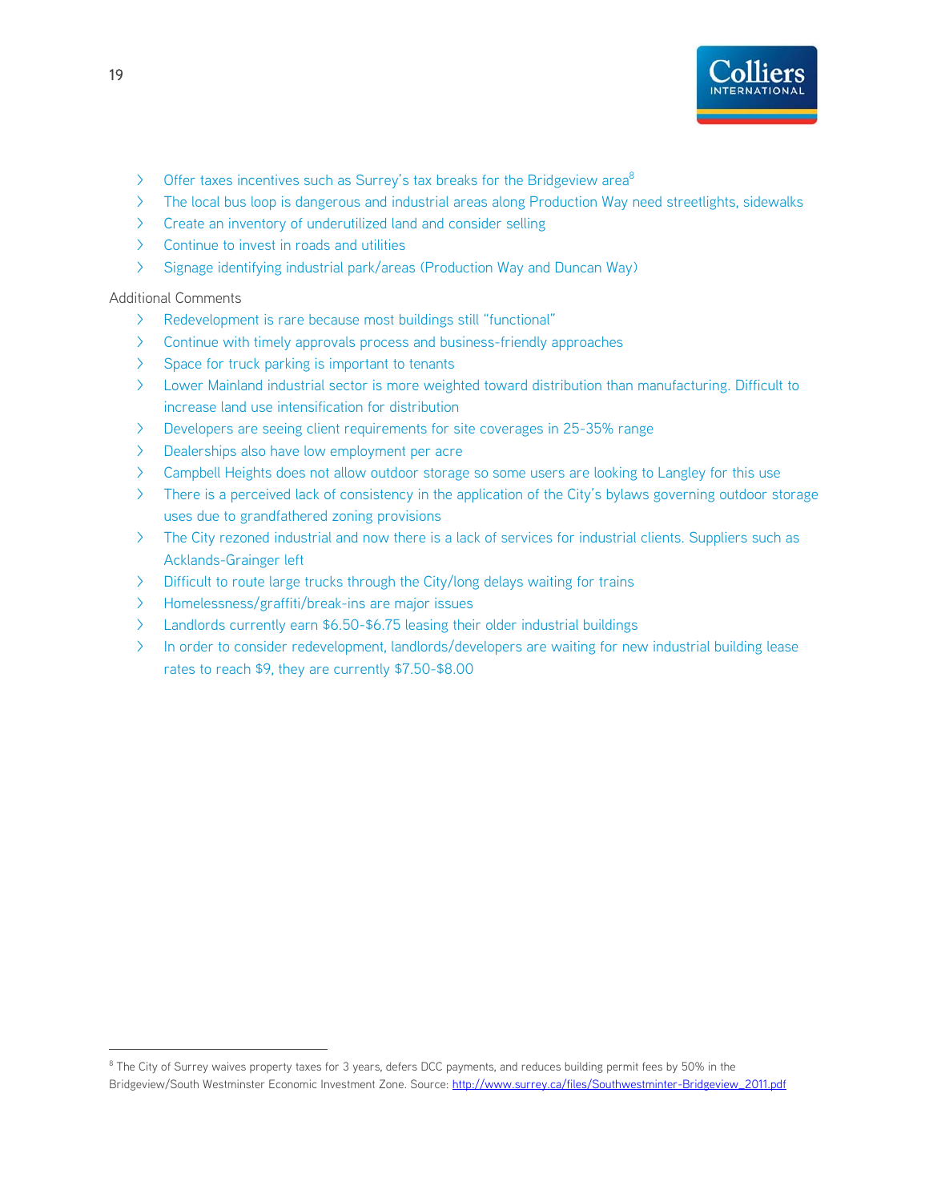- Offer taxes incentives such as Surrey's tax breaks for the Bridgeview area[8]
- The local bus loop is dangerous and industrial areas along Production Way need streetlights, sidewalks
- Create an inventory of underutilized land and consider selling
- Continue to invest in roads and utilities
- Signage identifying industrial park/areas (Production Way and Duncan Way)

Additional Comments

- Redevelopment is rare because most buildings still "functional"
- Continue with timely approvals process and business-friendly approaches
- Space for truck parking is important to tenants
- Lower Mainland industrial sector is more weighted toward distribution than manufacturing. Difficult to increase land use intensification for distribution
- Developers are seeing client requirements for site coverages in 25-35% range
- Dealerships also have low employment per acre
- Campbell Heights does not allow outdoor storage so some users are looking to Langley for this use
- There is a perceived lack of consistency in the application of the City's bylaws governing outdoor storage uses due to grandfathered zoning provisions
- The City rezoned industrial and now there is a lack of services for industrial clients. Suppliers such as Acklands-Grainger left
- Difficult to route large trucks through the City/long delays waiting for trains
- Homelessness/graffiti/break-ins are major issues
- Landlords currently earn $6.50-$6.75 leasing their older industrial buildings
- In order to consider redevelopment, landlords/developers are waiting for new industrial building lease rates to reach $9, they are currently $7.50-$8.00

---

[8] The City of Surrey waives property taxes for 3 years, defers DCC payments, and reduces building permit fees by 50% in the Bridgeview/South Westminster Economic Investment Zone. Source: http://www.surrey.ca/files/Southwestminter-Bridgeview_2011.pdf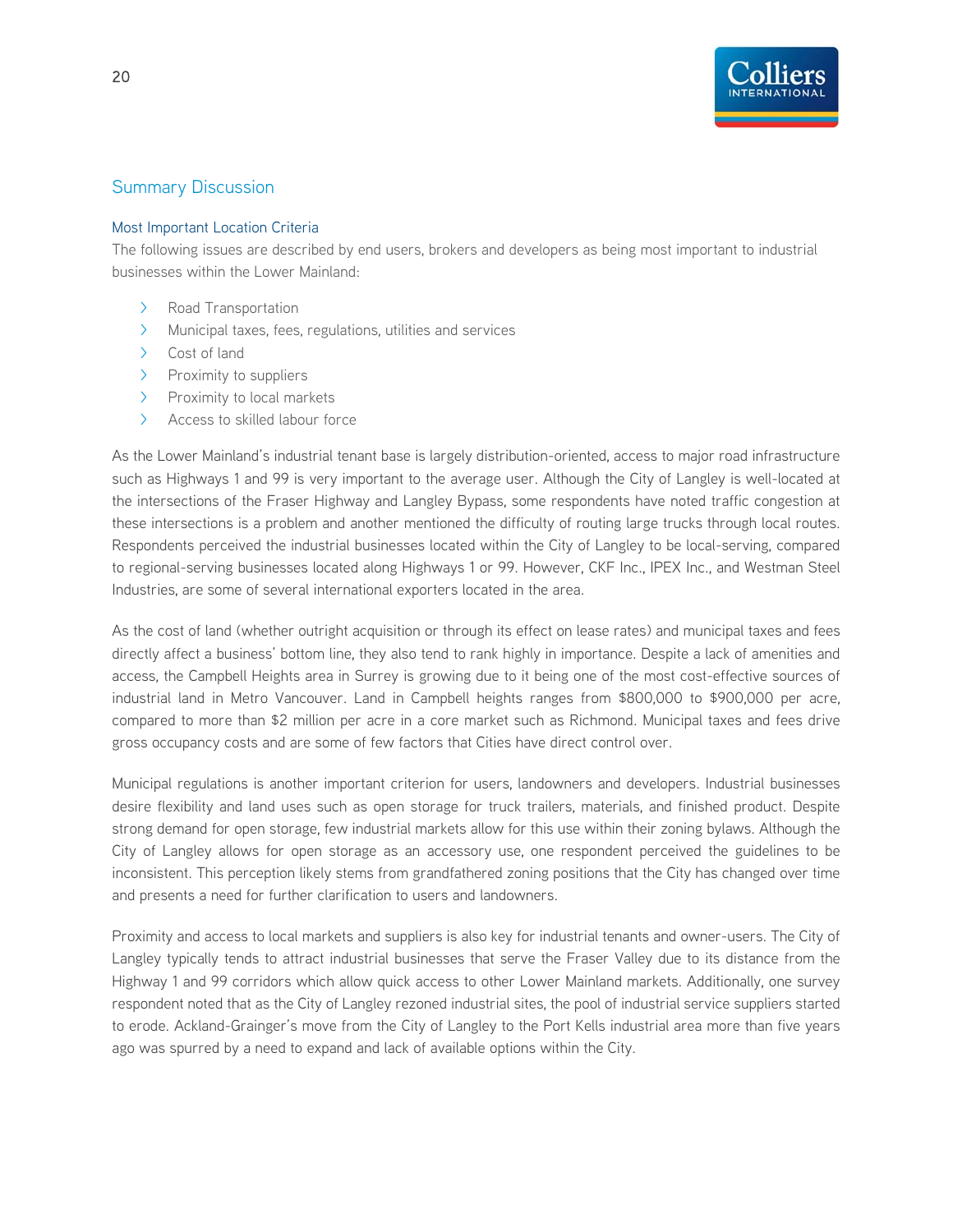## Summary Discussion

### Most Important Location Criteria

The following issues are described by end users, brokers and developers as being most important to industrial businesses within the Lower Mainland:

- Road Transportation
- Municipal taxes, fees, regulations, utilities and services
- Cost of land
- Proximity to suppliers
- Proximity to local markets
- Access to skilled labour force

As the Lower Mainland's industrial tenant base is largely distribution-oriented, access to major road infrastructure such as Highways 1 and 99 is very important to the average user. Although the City of Langley is well-located at the intersections of the Fraser Highway and Langley Bypass, some respondents have noted traffic congestion at these intersections is a problem and another mentioned the difficulty of routing large trucks through local routes. Respondents perceived the industrial businesses located within the City of Langley to be local-serving, compared to regional-serving businesses located along Highways 1 or 99. However, CKF Inc., IPEX Inc., and Westman Steel Industries, are some of several international exporters located in the area.

As the cost of land (whether outright acquisition or through its effect on lease rates) and municipal taxes and fees directly affect a business' bottom line, they also tend to rank highly in importance. Despite a lack of amenities and access, the Campbell Heights area in Surrey is growing due to it being one of the most cost-effective sources of industrial land in Metro Vancouver. Land in Campbell heights ranges from $800,000 to $900,000 per acre, compared to more than $2 million per acre in a core market such as Richmond. Municipal taxes and fees drive gross occupancy costs and are some of few factors that Cities have direct control over.

Municipal regulations is another important criterion for users, landowners and developers. Industrial businesses desire flexibility and land uses such as open storage for truck trailers, materials, and finished product. Despite strong demand for open storage, few industrial markets allow for this use within their zoning bylaws. Although the City of Langley allows for open storage as an accessory use, one respondent perceived the guidelines to be inconsistent. This perception likely stems from grandfathered zoning positions that the City has changed over time and presents a need for further clarification to users and landowners.

Proximity and access to local markets and suppliers is also key for industrial tenants and owner-users. The City of Langley typically tends to attract industrial businesses that serve the Fraser Valley due to its distance from the Highway 1 and 99 corridors which allow quick access to other Lower Mainland markets. Additionally, one survey respondent noted that as the City of Langley rezoned industrial sites, the pool of industrial service suppliers started to erode. Ackland-Grainger's move from the City of Langley to the Port Kells industrial area more than five years ago was spurred by a need to expand and lack of available options within the City.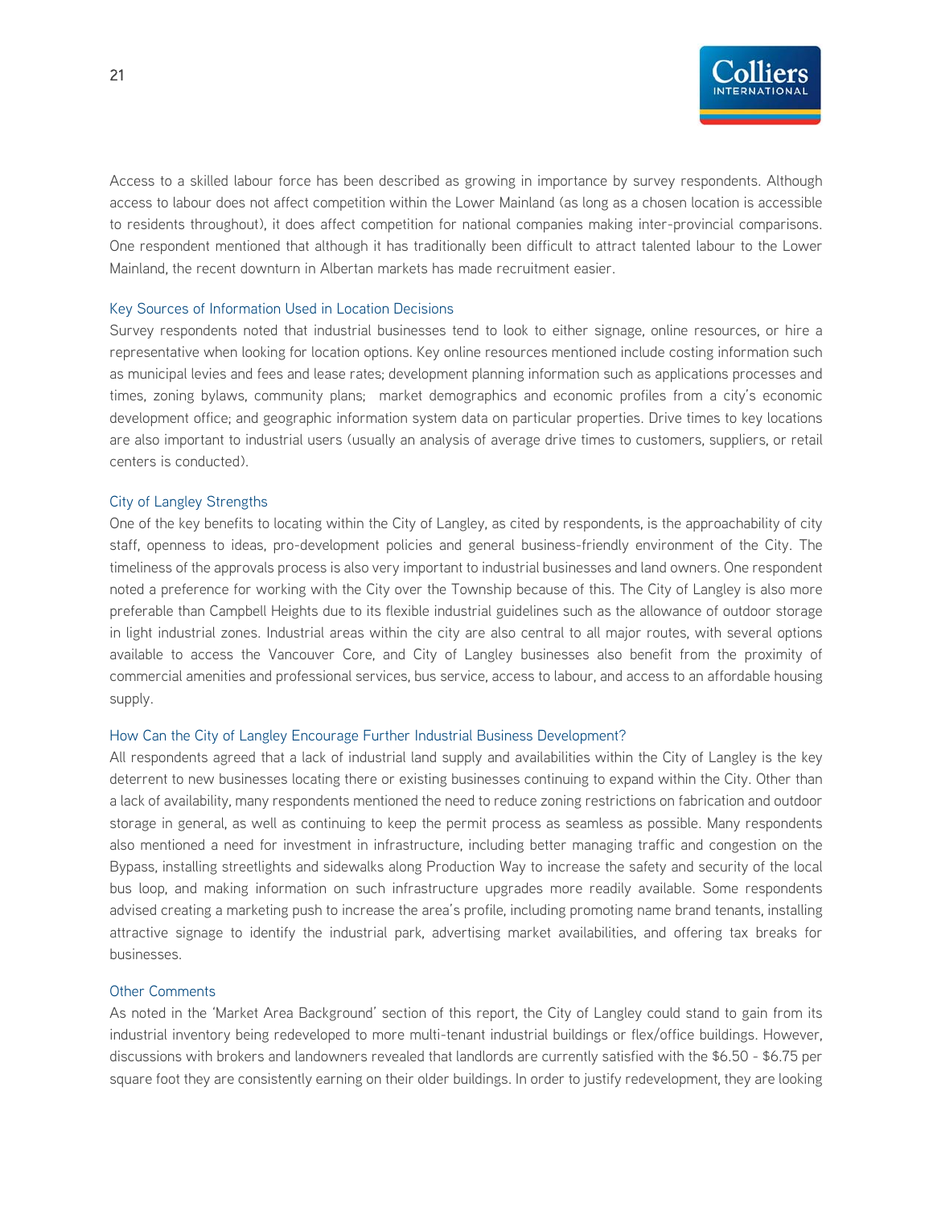Access to a skilled labour force has been described as growing in importance by survey respondents. Although access to labour does not affect competition within the Lower Mainland (as long as a chosen location is accessible to residents throughout), it does affect competition for national companies making inter-provincial comparisons. One respondent mentioned that although it has traditionally been difficult to attract talented labour to the Lower Mainland, the recent downturn in Albertan markets has made recruitment easier.

### Key Sources of Information Used in Location Decisions

Survey respondents noted that industrial businesses tend to look to either signage, online resources, or hire a representative when looking for location options. Key online resources mentioned include costing information such as municipal levies and fees and lease rates; development planning information such as applications processes and times, zoning bylaws, community plans; market demographics and economic profiles from a city's economic development office; and geographic information system data on particular properties. Drive times to key locations are also important to industrial users (usually an analysis of average drive times to customers, suppliers, or retail centers is conducted).

### City of Langley Strengths

One of the key benefits to locating within the City of Langley, as cited by respondents, is the approachability of city staff, openness to ideas, pro-development policies and general business-friendly environment of the City. The timeliness of the approvals process is also very important to industrial businesses and land owners. One respondent noted a preference for working with the City over the Township because of this. The City of Langley is also more preferable than Campbell Heights due to its flexible industrial guidelines such as the allowance of outdoor storage in light industrial zones. Industrial areas within the city are also central to all major routes, with several options available to access the Vancouver Core, and City of Langley businesses also benefit from the proximity of commercial amenities and professional services, bus service, access to labour, and access to an affordable housing supply.

### How Can the City of Langley Encourage Further Industrial Business Development?

All respondents agreed that a lack of industrial land supply and availabilities within the City of Langley is the key deterrent to new businesses locating there or existing businesses continuing to expand within the City. Other than a lack of availability, many respondents mentioned the need to reduce zoning restrictions on fabrication and outdoor storage in general, as well as continuing to keep the permit process as seamless as possible. Many respondents also mentioned a need for investment in infrastructure, including better managing traffic and congestion on the Bypass, installing streetlights and sidewalks along Production Way to increase the safety and security of the local bus loop, and making information on such infrastructure upgrades more readily available. Some respondents advised creating a marketing push to increase the area's profile, including promoting name brand tenants, installing attractive signage to identify the industrial park, advertising market availabilities, and offering tax breaks for businesses.

### Other Comments

As noted in the 'Market Area Background' section of this report, the City of Langley could stand to gain from its industrial inventory being redeveloped to more multi-tenant industrial buildings or flex/office buildings. However, discussions with brokers and landowners revealed that landlords are currently satisfied with the $6.50 - $6.75 per square foot they are consistently earning on their older buildings. In order to justify redevelopment, they are looking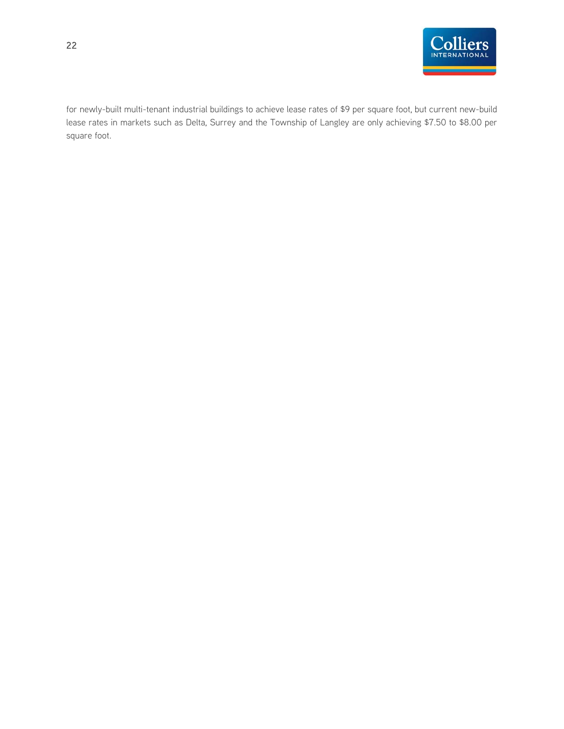for newly-built multi-tenant industrial buildings to achieve lease rates of $9 per square foot, but current new-build lease rates in markets such as Delta, Surrey and the Township of Langley are only achieving $7.50 to $8.00 per square foot.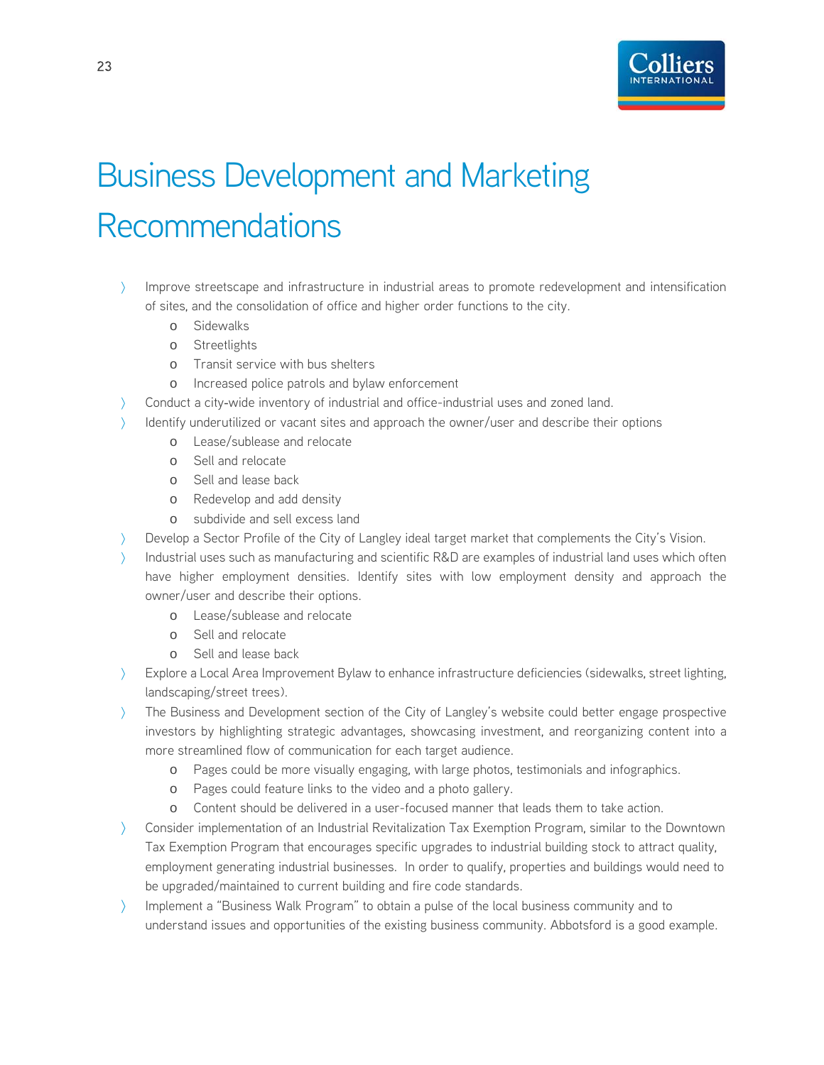# Business Development and Marketing Recommendations

- Improve streetscape and infrastructure in industrial areas to promote redevelopment and intensification of sites, and the consolidation of office and higher order functions to the city.
  - Sidewalks
  - Streetlights
  - Transit service with bus shelters
  - Increased police patrols and bylaw enforcement
- Conduct a city-wide inventory of industrial and office-industrial uses and zoned land.
- Identify underutilized or vacant sites and approach the owner/user and describe their options
  - Lease/sublease and relocate
  - Sell and relocate
  - Sell and lease back
  - Redevelop and add density
  - subdivide and sell excess land
- Develop a Sector Profile of the City of Langley ideal target market that complements the City's Vision.
- Industrial uses such as manufacturing and scientific R&D are examples of industrial land uses which often have higher employment densities. Identify sites with low employment density and approach the owner/user and describe their options.
  - Lease/sublease and relocate
  - Sell and relocate
  - Sell and lease back
- Explore a Local Area Improvement Bylaw to enhance infrastructure deficiencies (sidewalks, street lighting, landscaping/street trees).
- The Business and Development section of the City of Langley's website could better engage prospective investors by highlighting strategic advantages, showcasing investment, and reorganizing content into a more streamlined flow of communication for each target audience.
  - Pages could be more visually engaging, with large photos, testimonials and infographics.
  - Pages could feature links to the video and a photo gallery.
  - Content should be delivered in a user-focused manner that leads them to take action.
- Consider implementation of an Industrial Revitalization Tax Exemption Program, similar to the Downtown Tax Exemption Program that encourages specific upgrades to industrial building stock to attract quality, employment generating industrial businesses. In order to qualify, properties and buildings would need to be upgraded/maintained to current building and fire code standards.
- Implement a "Business Walk Program" to obtain a pulse of the local business community and to understand issues and opportunities of the existing business community. Abbotsford is a good example.